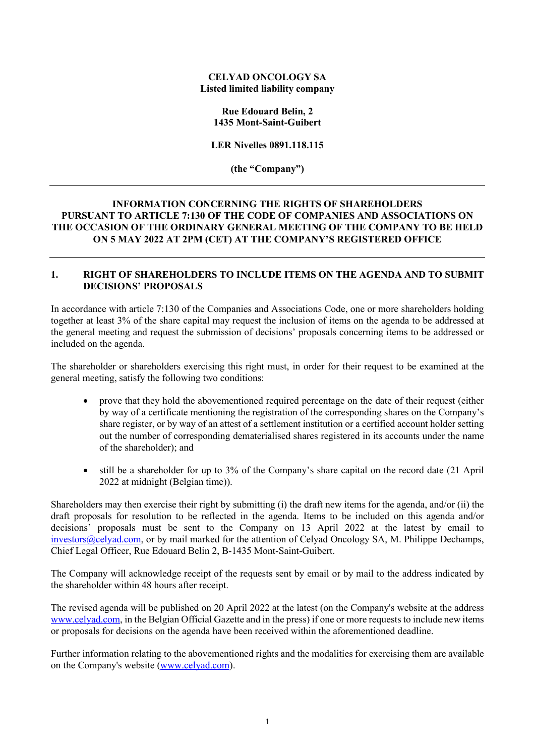**CELYAD ONCOLOGY SA**
**Listed limited liability company**

**Rue Edouard Belin, 2**
**1435 Mont-Saint-Guibert**

**LER Nivelles 0891.118.115**

**(the "Company")**

---

# INFORMATION CONCERNING THE RIGHTS OF SHAREHOLDERS PURSUANT TO ARTICLE 7:130 OF THE CODE OF COMPANIES AND ASSOCIATIONS ON THE OCCASION OF THE ORDINARY GENERAL MEETING OF THE COMPANY TO BE HELD ON 5 MAY 2022 AT 2PM (CET) AT THE COMPANY'S REGISTERED OFFICE

---

## 1. RIGHT OF SHAREHOLDERS TO INCLUDE ITEMS ON THE AGENDA AND TO SUBMIT DECISIONS' PROPOSALS

In accordance with article 7:130 of the Companies and Associations Code, one or more shareholders holding together at least 3% of the share capital may request the inclusion of items on the agenda to be addressed at the general meeting and request the submission of decisions' proposals concerning items to be addressed or included on the agenda.

The shareholder or shareholders exercising this right must, in order for their request to be examined at the general meeting, satisfy the following two conditions:

- prove that they hold the abovementioned required percentage on the date of their request (either by way of a certificate mentioning the registration of the corresponding shares on the Company's share register, or by way of an attest of a settlement institution or a certified account holder setting out the number of corresponding dematerialised shares registered in its accounts under the name of the shareholder); and

- still be a shareholder for up to 3% of the Company's share capital on the record date (21 April 2022 at midnight (Belgian time)).

Shareholders may then exercise their right by submitting (i) the draft new items for the agenda, and/or (ii) the draft proposals for resolution to be reflected in the agenda. Items to be included on this agenda and/or decisions' proposals must be sent to the Company on 13 April 2022 at the latest by email to investors@celyad.com, or by mail marked for the attention of Celyad Oncology SA, M. Philippe Dechamps, Chief Legal Officer, Rue Edouard Belin 2, B-1435 Mont-Saint-Guibert.

The Company will acknowledge receipt of the requests sent by email or by mail to the address indicated by the shareholder within 48 hours after receipt.

The revised agenda will be published on 20 April 2022 at the latest (on the Company's website at the address www.celyad.com, in the Belgian Official Gazette and in the press) if one or more requests to include new items or proposals for decisions on the agenda have been received within the aforementioned deadline.

Further information relating to the abovementioned rights and the modalities for exercising them are available on the Company's website (www.celyad.com).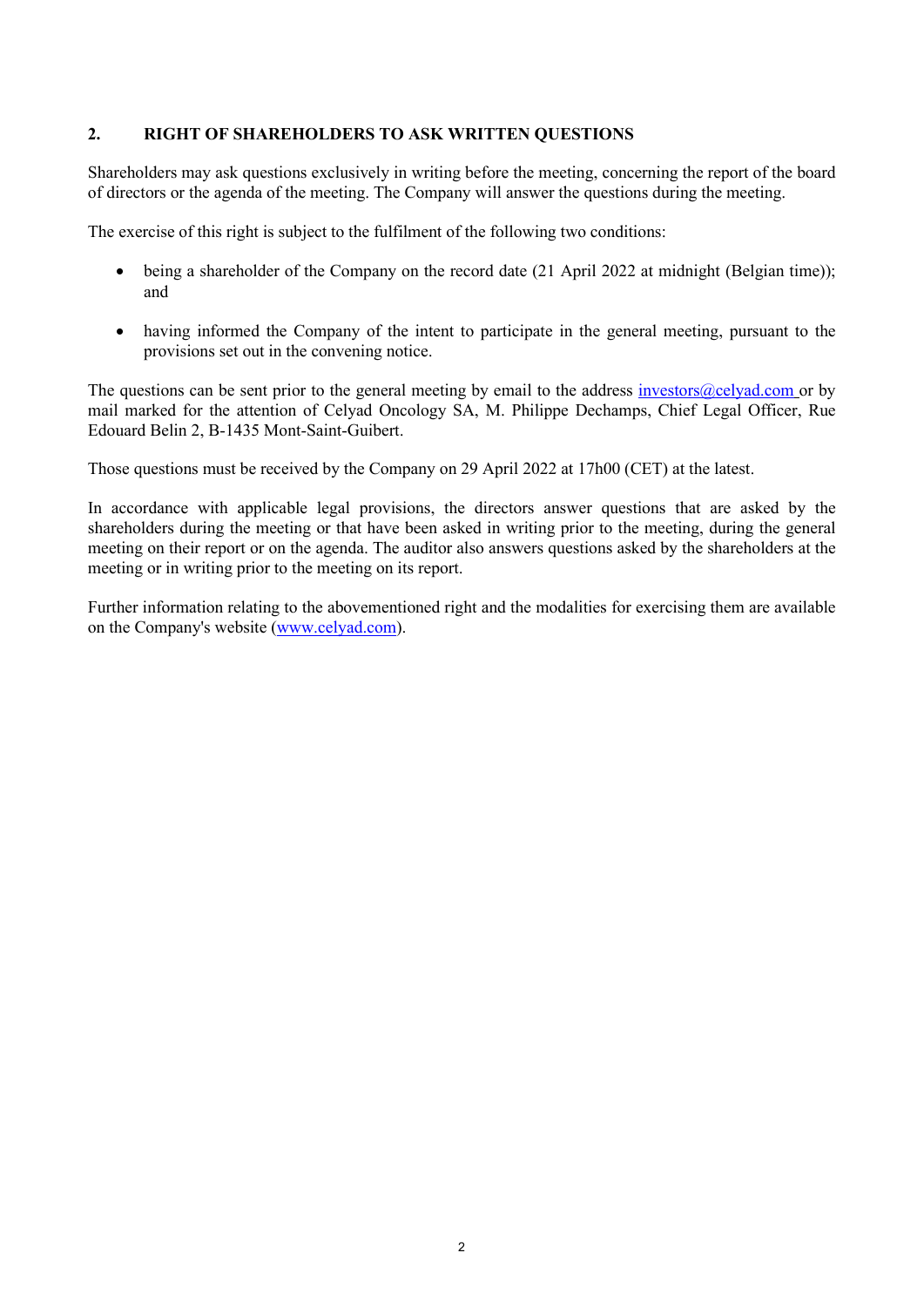## 2. RIGHT OF SHAREHOLDERS TO ASK WRITTEN QUESTIONS

Shareholders may ask questions exclusively in writing before the meeting, concerning the report of the board of directors or the agenda of the meeting. The Company will answer the questions during the meeting.

The exercise of this right is subject to the fulfilment of the following two conditions:

- being a shareholder of the Company on the record date (21 April 2022 at midnight (Belgian time)); and
- having informed the Company of the intent to participate in the general meeting, pursuant to the provisions set out in the convening notice.

The questions can be sent prior to the general meeting by email to the address investors@celyad.com or by mail marked for the attention of Celyad Oncology SA, M. Philippe Dechamps, Chief Legal Officer, Rue Edouard Belin 2, B-1435 Mont-Saint-Guibert.

Those questions must be received by the Company on 29 April 2022 at 17h00 (CET) at the latest.

In accordance with applicable legal provisions, the directors answer questions that are asked by the shareholders during the meeting or that have been asked in writing prior to the meeting, during the general meeting on their report or on the agenda. The auditor also answers questions asked by the shareholders at the meeting or in writing prior to the meeting on its report.

Further information relating to the abovementioned right and the modalities for exercising them are available on the Company's website (www.celyad.com).